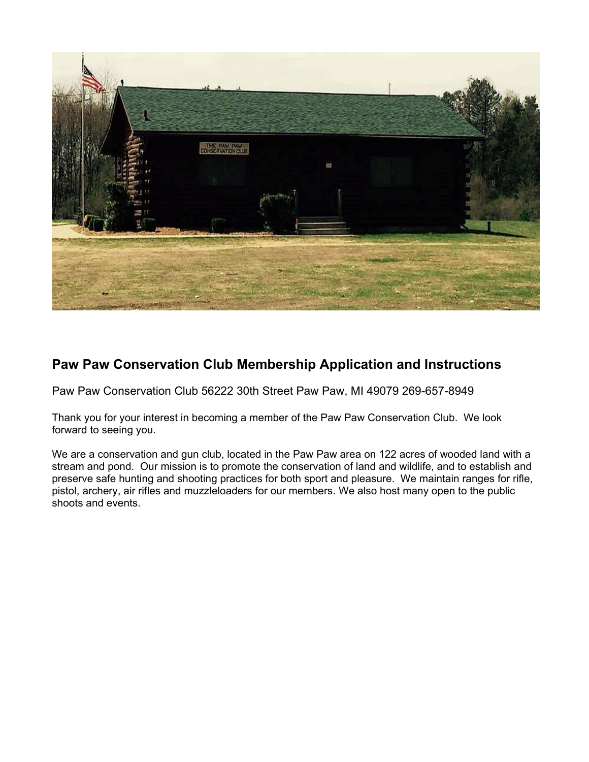## Paw Paw Conservation Club Membership Application and Instructions

Paw Paw Conservation Club 56222 30th Street Paw Paw, MI 49079 269-657-8949

Thank you for your interest in becoming a member of the Paw Paw Conservation Club. We look forward to seeing you.

We are a conservation and gun club, located in the Paw Paw area on 122 acres of wooded land with a stream and pond. Our mission is to promote the conservation of land and wildlife, and to establish and preserve safe hunting and shooting practices for both sport and pleasure. We maintain ranges for rifle, pistol, archery, air rifles and muzzleloaders for our members. We also host many open to the public shoots and events.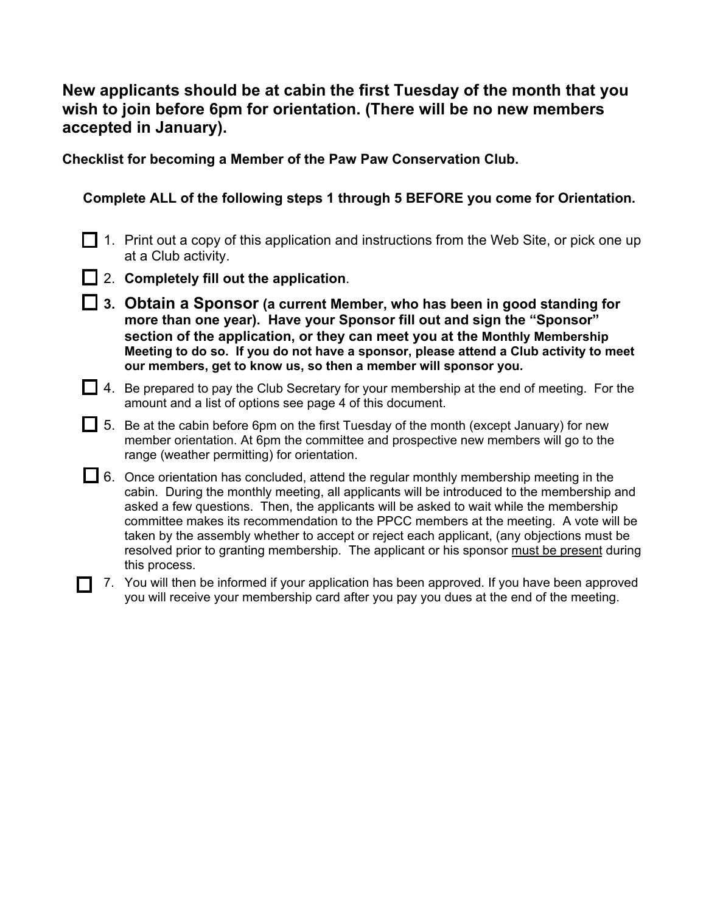**New applicants should be at cabin the first Tuesday of the month that you wish to join before 6pm for orientation. (There will be no new members accepted in January).**

**Checklist for becoming a Member of the Paw Paw Conservation Club.**

**Complete ALL of the following steps 1 through 5 BEFORE you come for Orientation.**

- ☐ 1. Print out a copy of this application and instructions from the Web Site, or pick one up at a Club activity.
- ☐ 2. **Completely fill out the application**.
- ☐ **3. Obtain a Sponsor (a current Member, who has been in good standing for more than one year). Have your Sponsor fill out and sign the "Sponsor" section of the application, or they can meet you at the Monthly Membership Meeting to do so. If you do not have a sponsor, please attend a Club activity to meet our members, get to know us, so then a member will sponsor you.**
- ☐ 4. Be prepared to pay the Club Secretary for your membership at the end of meeting. For the amount and a list of options see page 4 of this document.
- ☐ 5. Be at the cabin before 6pm on the first Tuesday of the month (except January) for new member orientation. At 6pm the committee and prospective new members will go to the range (weather permitting) for orientation.
- ☐ 6. Once orientation has concluded, attend the regular monthly membership meeting in the cabin. During the monthly meeting, all applicants will be introduced to the membership and asked a few questions. Then, the applicants will be asked to wait while the membership committee makes its recommendation to the PPCC members at the meeting. A vote will be taken by the assembly whether to accept or reject each applicant, (any objections must be resolved prior to granting membership. The applicant or his sponsor <u>must be present</u> during this process.
- ☐ 7. You will then be informed if your application has been approved. If you have been approved you will receive your membership card after you pay you dues at the end of the meeting.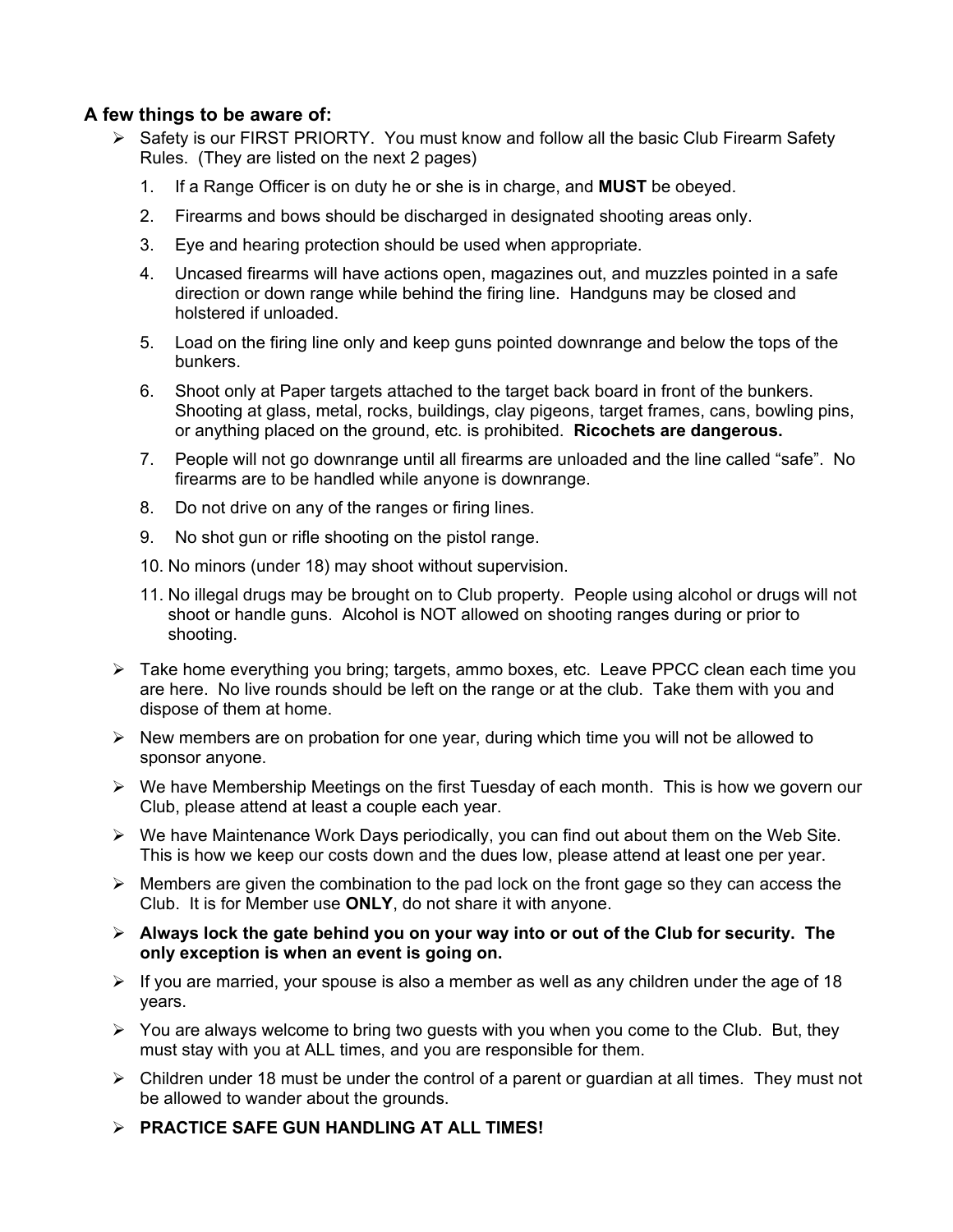### A few things to be aware of:

- Safety is our FIRST PRIORTY. You must know and follow all the basic Club Firearm Safety Rules. (They are listed on the next 2 pages)
   1. If a Range Officer is on duty he or she is in charge, and **MUST** be obeyed.
   2. Firearms and bows should be discharged in designated shooting areas only.
   3. Eye and hearing protection should be used when appropriate.
   4. Uncased firearms will have actions open, magazines out, and muzzles pointed in a safe direction or down range while behind the firing line. Handguns may be closed and holstered if unloaded.
   5. Load on the firing line only and keep guns pointed downrange and below the tops of the bunkers.
   6. Shoot only at Paper targets attached to the target back board in front of the bunkers. Shooting at glass, metal, rocks, buildings, clay pigeons, target frames, cans, bowling pins, or anything placed on the ground, etc. is prohibited. **Ricochets are dangerous.**
   7. People will not go downrange until all firearms are unloaded and the line called "safe". No firearms are to be handled while anyone is downrange.
   8. Do not drive on any of the ranges or firing lines.
   9. No shot gun or rifle shooting on the pistol range.
   10. No minors (under 18) may shoot without supervision.
   11. No illegal drugs may be brought on to Club property. People using alcohol or drugs will not shoot or handle guns. Alcohol is NOT allowed on shooting ranges during or prior to shooting.
- Take home everything you bring; targets, ammo boxes, etc. Leave PPCC clean each time you are here. No live rounds should be left on the range or at the club. Take them with you and dispose of them at home.
- New members are on probation for one year, during which time you will not be allowed to sponsor anyone.
- We have Membership Meetings on the first Tuesday of each month. This is how we govern our Club, please attend at least a couple each year.
- We have Maintenance Work Days periodically, you can find out about them on the Web Site. This is how we keep our costs down and the dues low, please attend at least one per year.
- Members are given the combination to the pad lock on the front gage so they can access the Club. It is for Member use **ONLY**, do not share it with anyone.
- **Always lock the gate behind you on your way into or out of the Club for security. The only exception is when an event is going on.**
- If you are married, your spouse is also a member as well as any children under the age of 18 years.
- You are always welcome to bring two guests with you when you come to the Club. But, they must stay with you at ALL times, and you are responsible for them.
- Children under 18 must be under the control of a parent or guardian at all times. They must not be allowed to wander about the grounds.
- **PRACTICE SAFE GUN HANDLING AT ALL TIMES!**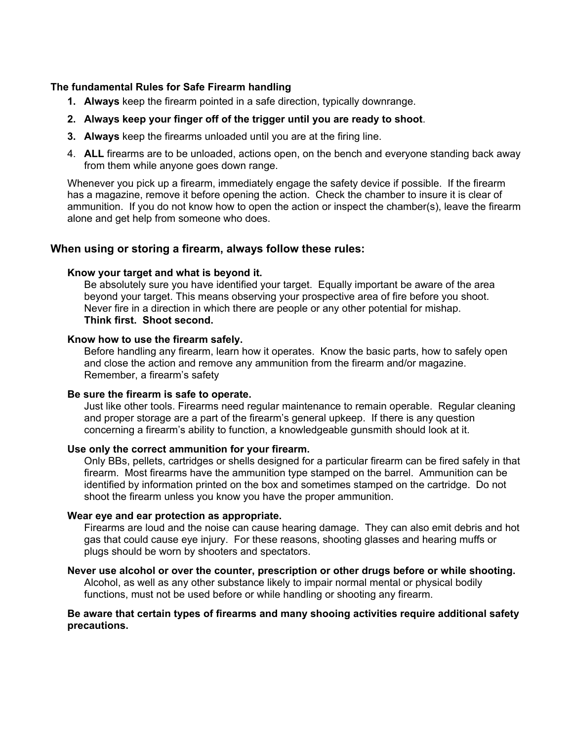**The fundamental Rules for Safe Firearm handling**

1. **Always** keep the firearm pointed in a safe direction, typically downrange.
2. **Always keep your finger off of the trigger until you are ready to shoot**.
3. **Always** keep the firearms unloaded until you are at the firing line.
4. **ALL** firearms are to be unloaded, actions open, on the bench and everyone standing back away from them while anyone goes down range.

Whenever you pick up a firearm, immediately engage the safety device if possible. If the firearm has a magazine, remove it before opening the action. Check the chamber to insure it is clear of ammunition. If you do not know how to open the action or inspect the chamber(s), leave the firearm alone and get help from someone who does.

## When using or storing a firearm, always follow these rules:

**Know your target and what is beyond it.**

Be absolutely sure you have identified your target. Equally important be aware of the area beyond your target. This means observing your prospective area of fire before you shoot. Never fire in a direction in which there are people or any other potential for mishap.
**Think first. Shoot second.**

**Know how to use the firearm safely.**

Before handling any firearm, learn how it operates. Know the basic parts, how to safely open and close the action and remove any ammunition from the firearm and/or magazine. Remember, a firearm's safety

**Be sure the firearm is safe to operate.**

Just like other tools. Firearms need regular maintenance to remain operable. Regular cleaning and proper storage are a part of the firearm's general upkeep. If there is any question concerning a firearm's ability to function, a knowledgeable gunsmith should look at it.

**Use only the correct ammunition for your firearm.**

Only BBs, pellets, cartridges or shells designed for a particular firearm can be fired safely in that firearm. Most firearms have the ammunition type stamped on the barrel. Ammunition can be identified by information printed on the box and sometimes stamped on the cartridge. Do not shoot the firearm unless you know you have the proper ammunition.

**Wear eye and ear protection as appropriate.**

Firearms are loud and the noise can cause hearing damage. They can also emit debris and hot gas that could cause eye injury. For these reasons, shooting glasses and hearing muffs or plugs should be worn by shooters and spectators.

**Never use alcohol or over the counter, prescription or other drugs before or while shooting.**

Alcohol, as well as any other substance likely to impair normal mental or physical bodily functions, must not be used before or while handling or shooting any firearm.

**Be aware that certain types of firearms and many shooing activities require additional safety precautions.**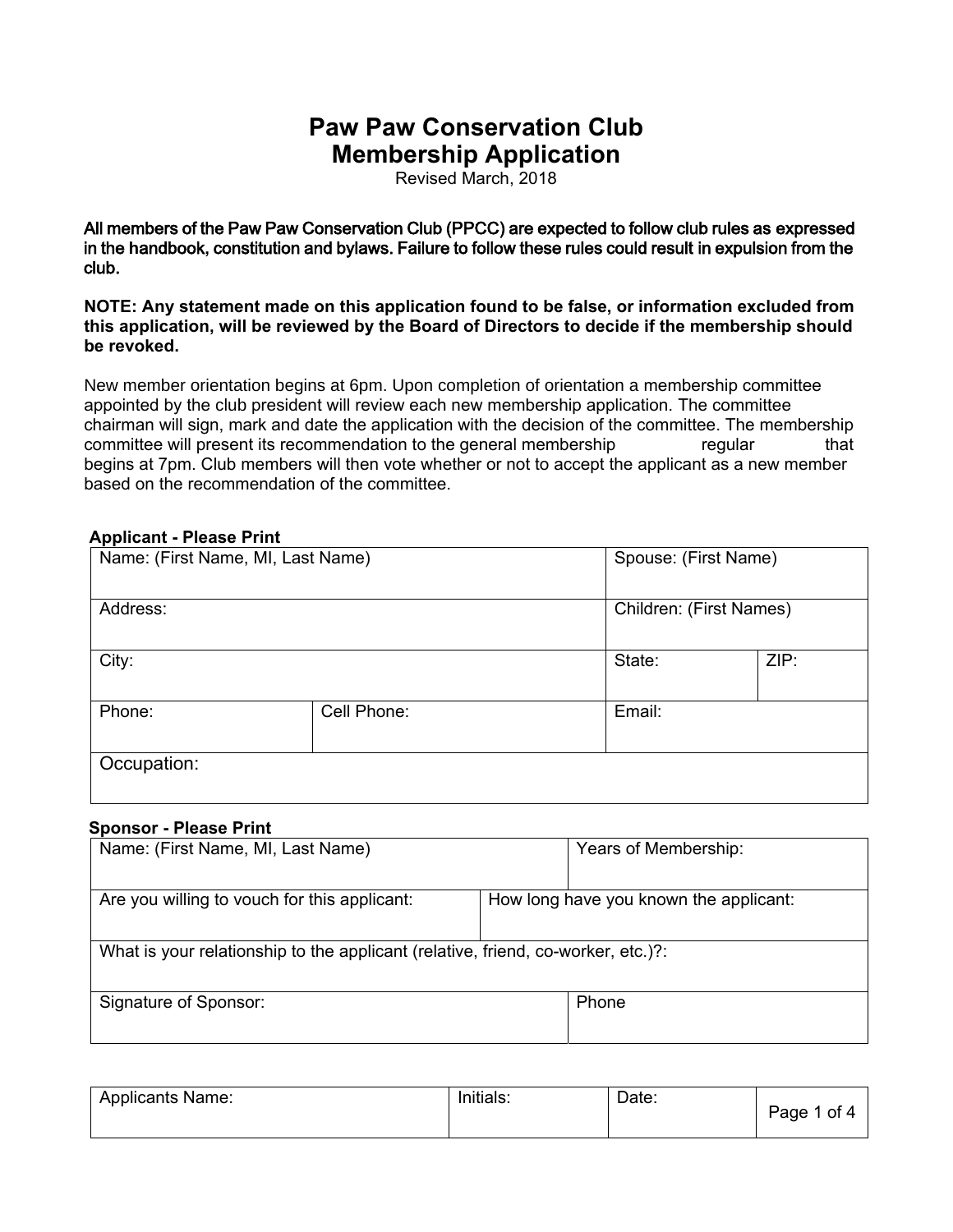# Paw Paw Conservation Club
# Membership Application

Revised March, 2018

**All members of the Paw Paw Conservation Club (PPCC) are expected to follow club rules as expressed in the handbook, constitution and bylaws. Failure to follow these rules could result in expulsion from the club.**

**NOTE: Any statement made on this application found to be false, or information excluded from this application, will be reviewed by the Board of Directors to decide if the membership should be revoked.**

New member orientation begins at 6pm. Upon completion of orientation a membership committee appointed by the club president will review each new membership application. The committee chairman will sign, mark and date the application with the decision of the committee. The membership committee will present its recommendation to the general membership regular that begins at 7pm. Club members will then vote whether or not to accept the applicant as a new member based on the recommendation of the committee.

**Applicant - Please Print**

| Name: (First Name, MI, Last Name) | | Spouse: (First Name) | |
|---|---|---|---|
| Address: | | Children: (First Names) | |
| City: | | State: | ZIP: |
| Phone: | Cell Phone: | Email: | |
| Occupation: | | | |

**Sponsor - Please Print**

| Name: (First Name, MI, Last Name) | | Years of Membership: |
|---|---|---|
| Are you willing to vouch for this applicant: | How long have you known the applicant: | |
| What is your relationship to the applicant (relative, friend, co-worker, etc.)?: | | |
| Signature of Sponsor: | | Phone |

| Applicants Name: | Initials: | Date: |
|---|---|---|
| | | |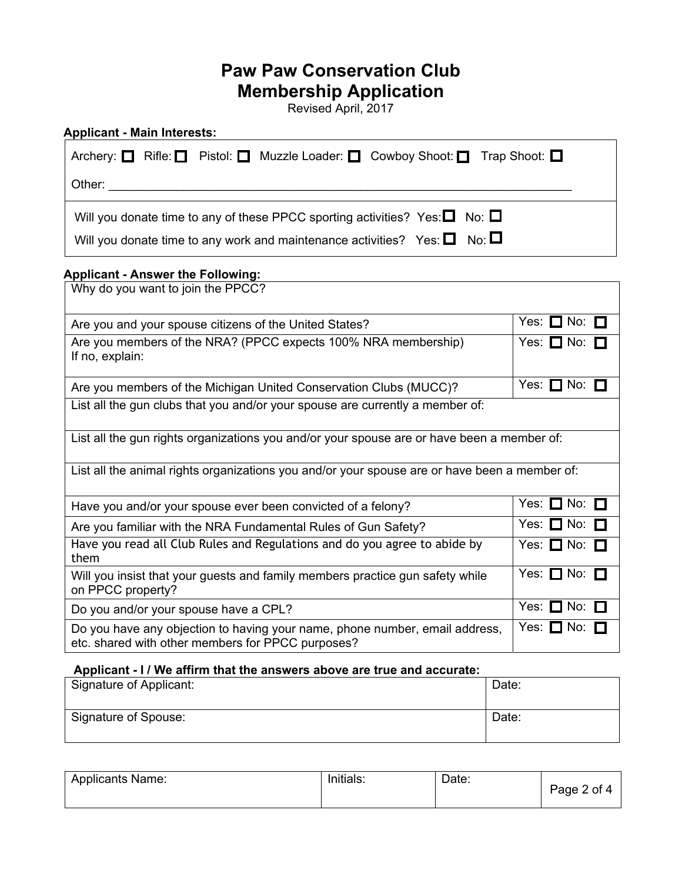# Paw Paw Conservation Club
# Membership Application

Revised April, 2017

**Applicant - Main Interests:**

Archery: ☐ Rifle: ☐ Pistol: ☐ Muzzle Loader: ☐ Cowboy Shoot: ☐ Trap Shoot: ☐

Other: ______________________________________________________________________

Will you donate time to any of these PPCC sporting activities? Yes: ☐ No: ☐

Will you donate time to any work and maintenance activities? Yes: ☐ No: ☐

**Applicant - Answer the Following:**

| Question | Answer |
|---|---|
| Why do you want to join the PPCC? | |
| Are you and your spouse citizens of the United States? | Yes: ☐ No: ☐ |
| Are you members of the NRA? (PPCC expects 100% NRA membership)<br>If no, explain: | Yes: ☐ No: ☐ |
| Are you members of the Michigan United Conservation Clubs (MUCC)? | Yes: ☐ No: ☐ |
| List all the gun clubs that you and/or your spouse are currently a member of: | |
| List all the gun rights organizations you and/or your spouse are or have been a member of: | |
| List all the animal rights organizations you and/or your spouse are or have been a member of: | |
| Have you and/or your spouse ever been convicted of a felony? | Yes: ☐ No: ☐ |
| Are you familiar with the NRA Fundamental Rules of Gun Safety? | Yes: ☐ No: ☐ |
| Have you read all Club Rules and Regulations and do you agree to abide by them | Yes: ☐ No: ☐ |
| Will you insist that your guests and family members practice gun safety while on PPCC property? | Yes: ☐ No: ☐ |
| Do you and/or your spouse have a CPL? | Yes: ☐ No: ☐ |
| Do you have any objection to having your name, phone number, email address, etc. shared with other members for PPCC purposes? | Yes: ☐ No: ☐ |

**Applicant - I / We affirm that the answers above are true and accurate:**

| Signature | Date |
|---|---|
| Signature of Applicant: | Date: |
| Signature of Spouse: | Date: |

| Applicants Name: | Initials: | Date: |
|---|---|---|
| | | |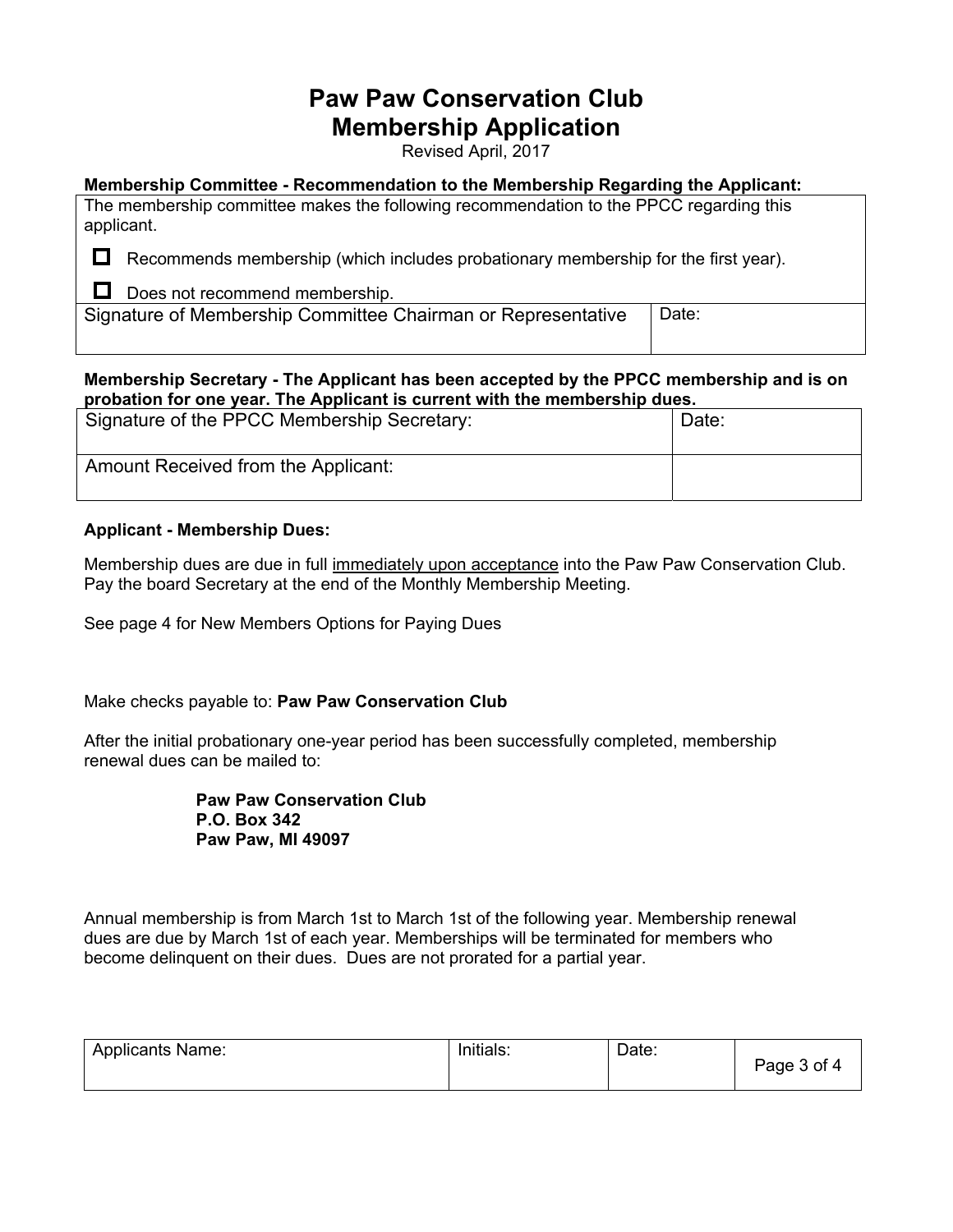# Paw Paw Conservation Club
# Membership Application

Revised April, 2017

**Membership Committee - Recommendation to the Membership Regarding the Applicant:**

| The membership committee makes the following recommendation to the PPCC regarding this applicant.<br><br>☐ Recommends membership (which includes probationary membership for the first year).<br><br>☐ Does not recommend membership. | |
|---|---|
| Signature of Membership Committee Chairman or Representative | Date: |

**Membership Secretary - The Applicant has been accepted by the PPCC membership and is on probation for one year. The Applicant is current with the membership dues.**

| Signature of the PPCC Membership Secretary: | Date: |
|---|---|
| Amount Received from the Applicant: | |

**Applicant - Membership Dues:**

Membership dues are due in full <u>immediately upon acceptance</u> into the Paw Paw Conservation Club. Pay the board Secretary at the end of the Monthly Membership Meeting.

See page 4 for New Members Options for Paying Dues

Make checks payable to: **Paw Paw Conservation Club**

After the initial probationary one-year period has been successfully completed, membership renewal dues can be mailed to:

**Paw Paw Conservation Club**
**P.O. Box 342**
**Paw Paw, MI 49097**

Annual membership is from March 1st to March 1st of the following year. Membership renewal dues are due by March 1st of each year. Memberships will be terminated for members who become delinquent on their dues. Dues are not prorated for a partial year.

| Applicants Name: | Initials: | Date: |
|---|---|---|
| | | |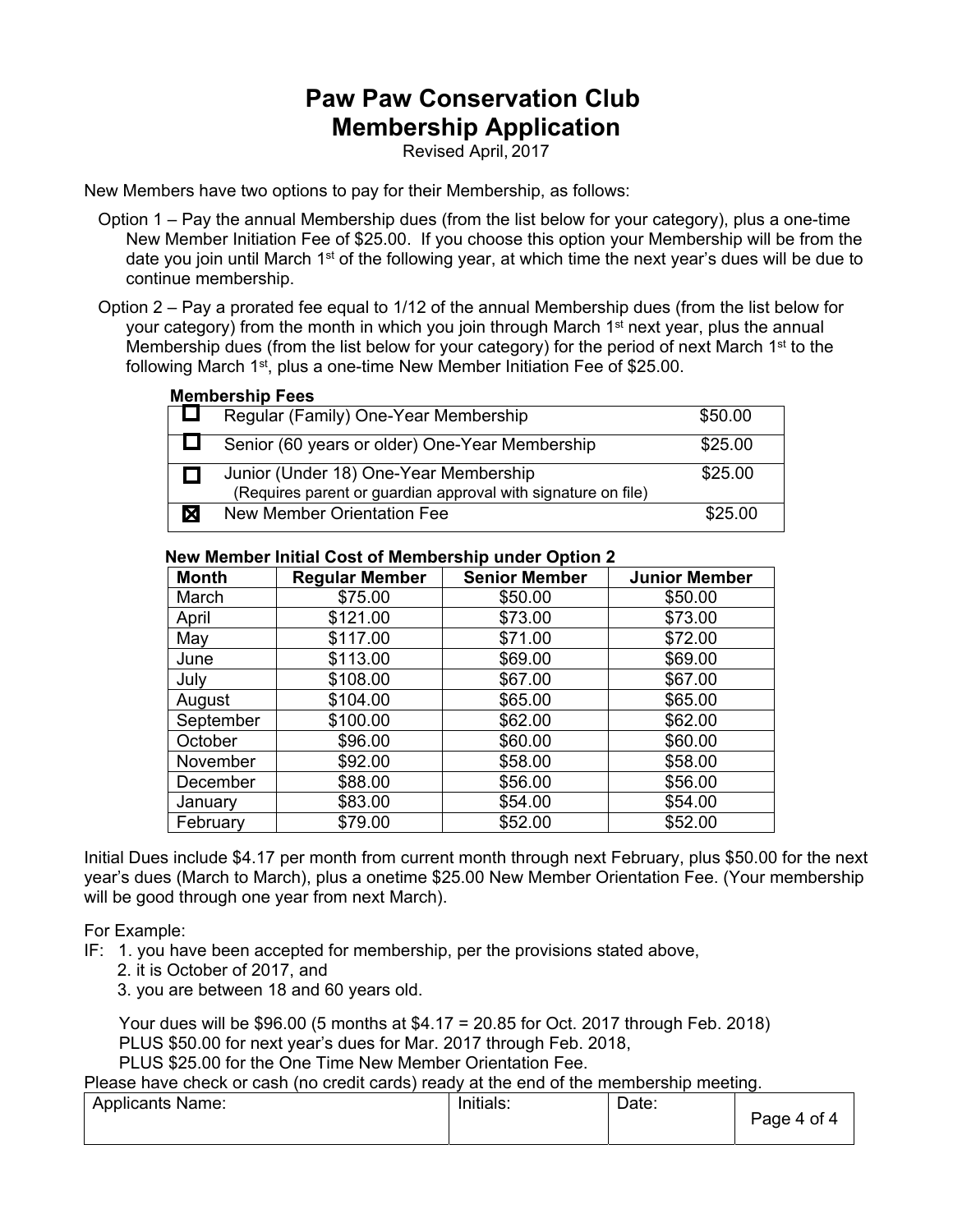# Paw Paw Conservation Club
# Membership Application

Revised April, 2017

New Members have two options to pay for their Membership, as follows:

Option 1 – Pay the annual Membership dues (from the list below for your category), plus a one-time New Member Initiation Fee of $25.00. If you choose this option your Membership will be from the date you join until March 1st of the following year, at which time the next year's dues will be due to continue membership.

Option 2 – Pay a prorated fee equal to 1/12 of the annual Membership dues (from the list below for your category) from the month in which you join through March 1st next year, plus the annual Membership dues (from the list below for your category) for the period of next March 1st to the following March 1st, plus a one-time New Member Initiation Fee of $25.00.

**Membership Fees**

| | | |
|---|---|---|
| ☐ | Regular (Family) One-Year Membership | $50.00 |
| ☐ | Senior (60 years or older) One-Year Membership | $25.00 |
| ☐ | Junior (Under 18) One-Year Membership<br>(Requires parent or guardian approval with signature on file) | $25.00 |
| ☒ | New Member Orientation Fee | $25.00 |

**New Member Initial Cost of Membership under Option 2**

| Month | Regular Member | Senior Member | Junior Member |
|---|---|---|---|
| March | $75.00 | $50.00 | $50.00 |
| April | $121.00 | $73.00 | $73.00 |
| May | $117.00 | $71.00 | $72.00 |
| June | $113.00 | $69.00 | $69.00 |
| July | $108.00 | $67.00 | $67.00 |
| August | $104.00 | $65.00 | $65.00 |
| September | $100.00 | $62.00 | $62.00 |
| October | $96.00 | $60.00 | $60.00 |
| November | $92.00 | $58.00 | $58.00 |
| December | $88.00 | $56.00 | $56.00 |
| January | $83.00 | $54.00 | $54.00 |
| February | $79.00 | $52.00 | $52.00 |

Initial Dues include $4.17 per month from current month through next February, plus $50.00 for the next year's dues (March to March), plus a onetime $25.00 New Member Orientation Fee. (Your membership will be good through one year from next March).

For Example:

IF: 1. you have been accepted for membership, per the provisions stated above,
2. it is October of 2017, and
3. you are between 18 and 60 years old.

Your dues will be $96.00 (5 months at $4.17 = 20.85 for Oct. 2017 through Feb. 2018)
PLUS $50.00 for next year's dues for Mar. 2017 through Feb. 2018,
PLUS $25.00 for the One Time New Member Orientation Fee.

Please have check or cash (no credit cards) ready at the end of the membership meeting.

| Applicants Name: | Initials: | Date: |
|---|---|---|
| | | |